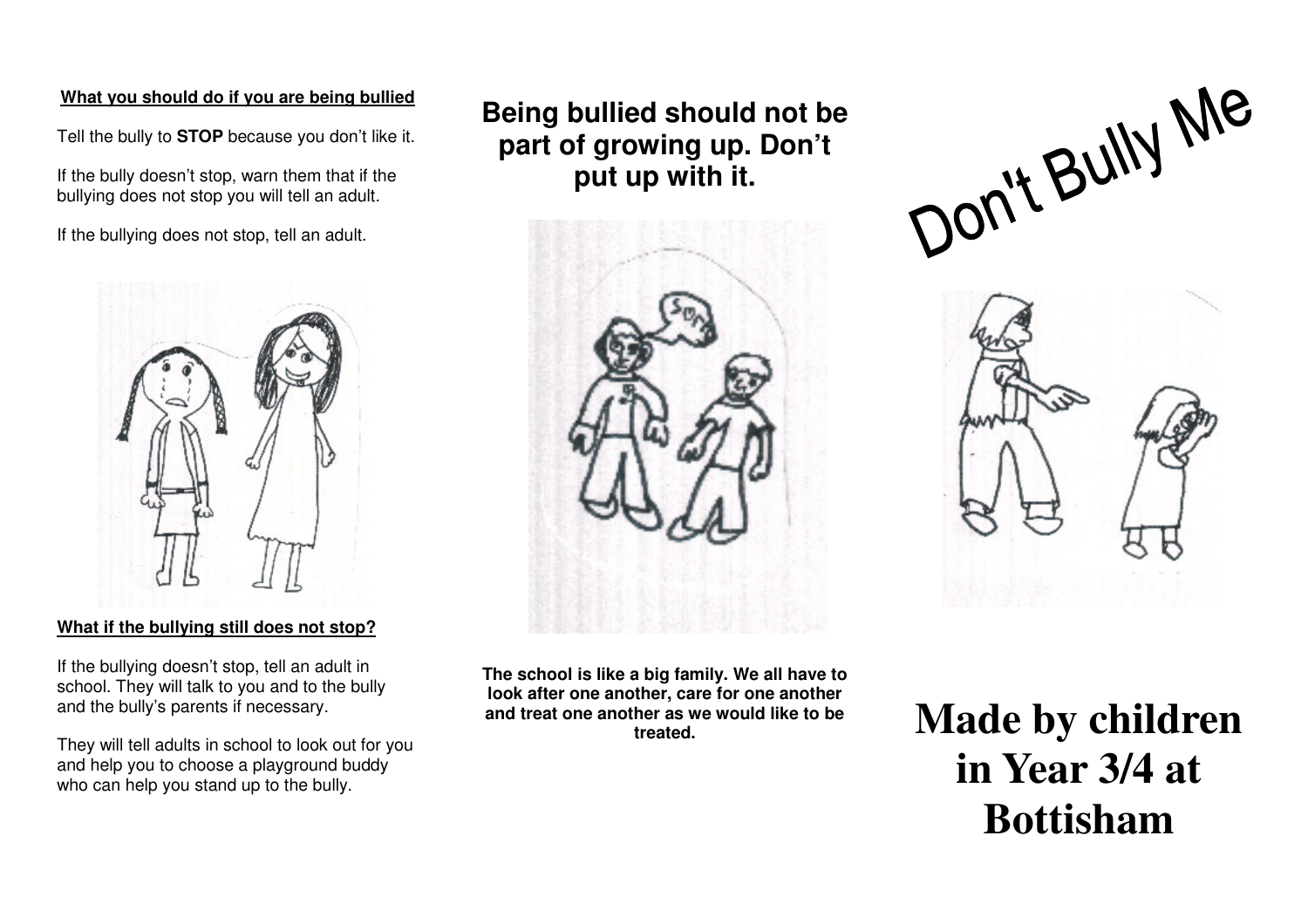**What you should do if you are being bullied**

Tell the bully to **STOP** because you don't like it.

If the bully doesn't stop, warn them that if the bullying does not stop you will tell an adult.

If the bullying does not stop, tell an adult.

**What if the bullying still does not stop?**

If the bullying doesn't stop, tell an adult in school. They will talk to you and to the bully and the bully's parents if necessary.

They will tell adults in school to look out for you and help you to choose a playground buddy who can help you stand up to the bully.

## Being bullied should not be part of growing up. Don't put up with it.

**The school is like a big family. We all have to look after one another, care for one another and treat one another as we would like to be treated.**

# Don't Bully Me

# Made by children in Year 3/4 at Bottisham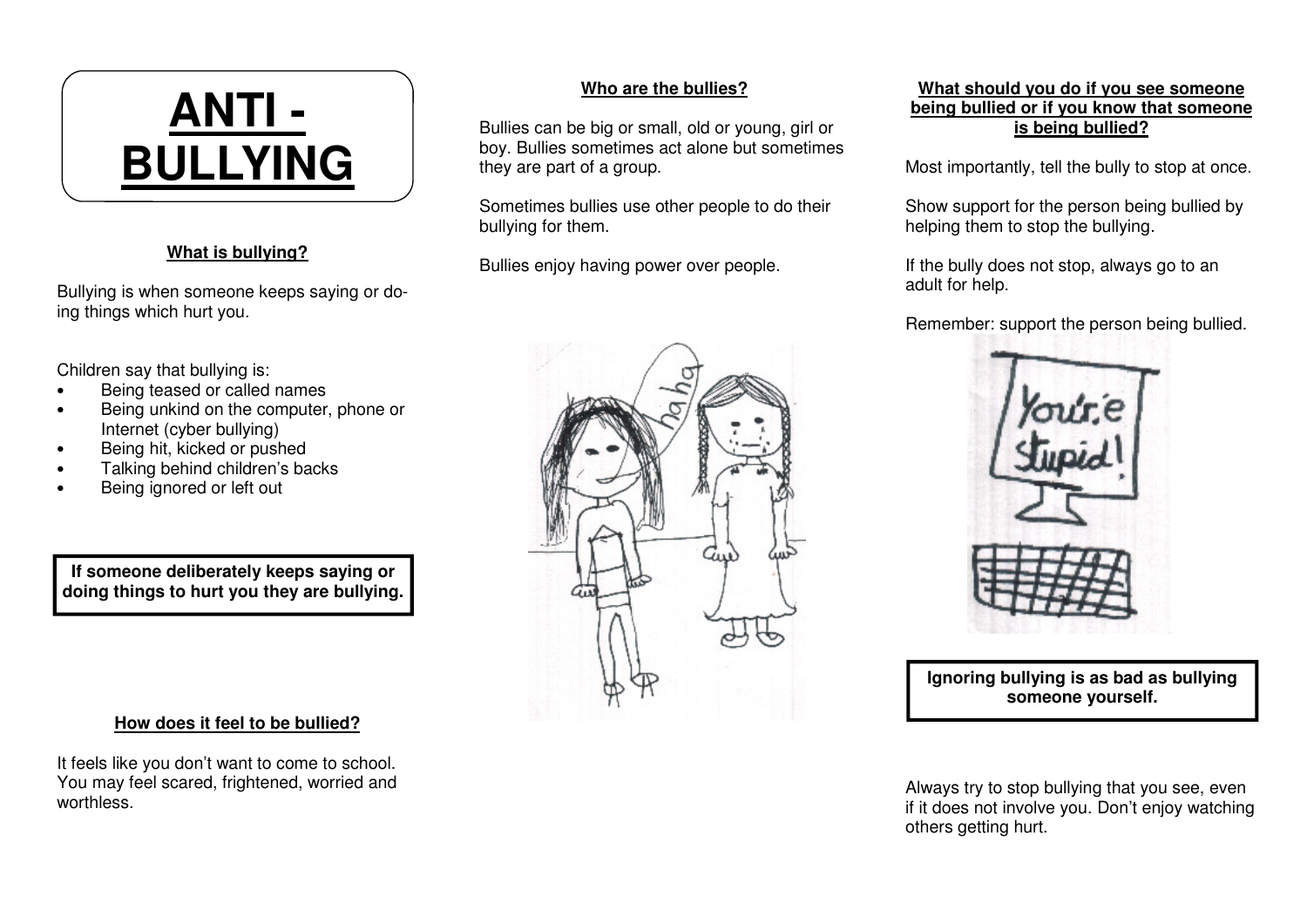# ANTI - BULLYING

## What is bullying?

Bullying is when someone keeps saying or doing things which hurt you.

Children say that bullying is:

- Being teased or called names
- Being unkind on the computer, phone or Internet (cyber bullying)
- Being hit, kicked or pushed
- Talking behind children's backs
- Being ignored or left out

**If someone deliberately keeps saying or doing things to hurt you they are bullying.**

## How does it feel to be bullied?

It feels like you don't want to come to school. You may feel scared, frightened, worried and worthless.

## Who are the bullies?

Bullies can be big or small, old or young, girl or boy. Bullies sometimes act alone but sometimes they are part of a group.

Sometimes bullies use other people to do their bullying for them.

Bullies enjoy having power over people.

## What should you do if you see someone being bullied or if you know that someone is being bullied?

Most importantly, tell the bully to stop at once.

Show support for the person being bullied by helping them to stop the bullying.

If the bully does not stop, always go to an adult for help.

Remember: support the person being bullied.

**Ignoring bullying is as bad as bullying someone yourself.**

Always try to stop bullying that you see, even if it does not involve you. Don't enjoy watching others getting hurt.